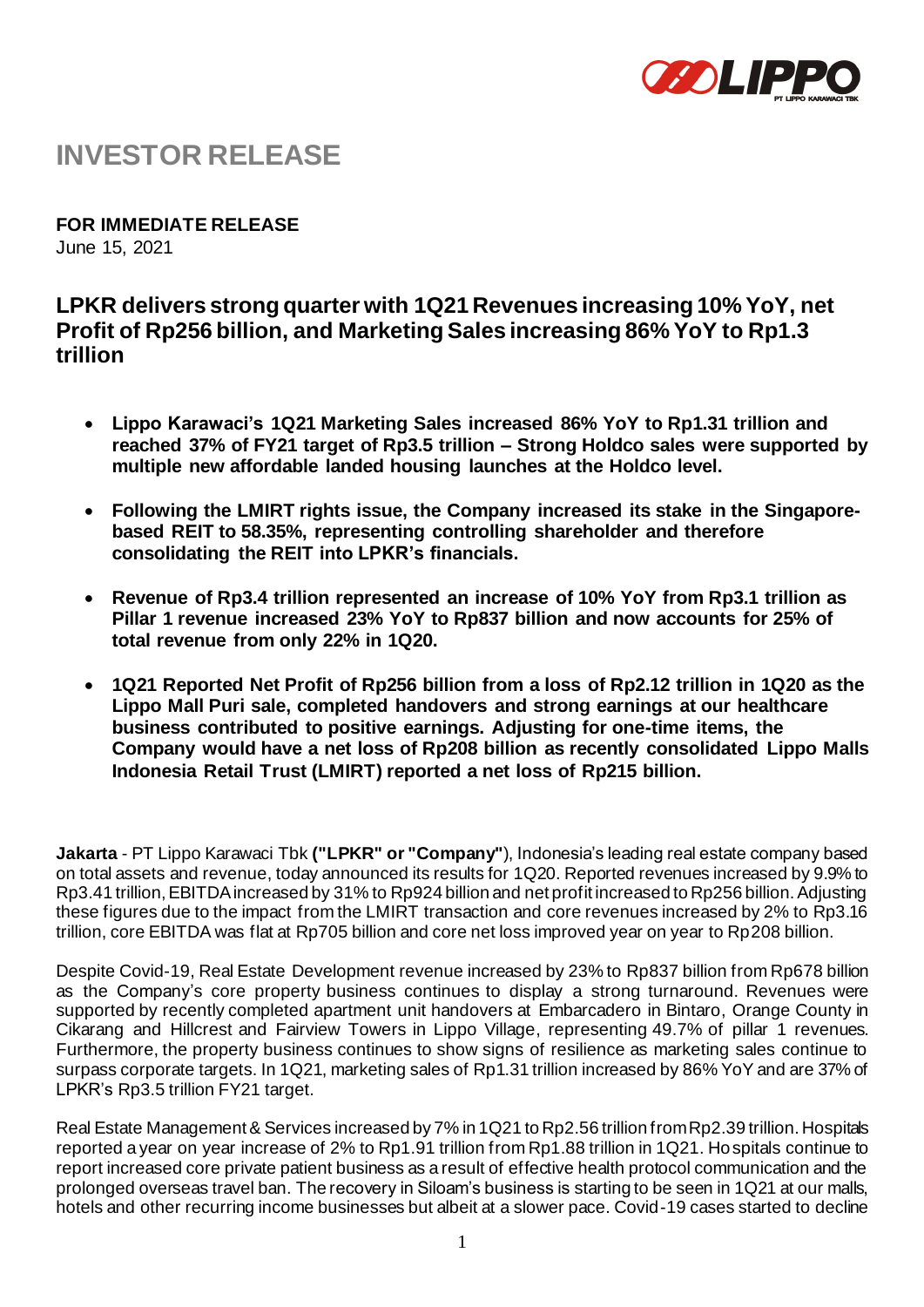# INVESTOR RELEASE

**FOR IMMEDIATE RELEASE**
June 15, 2021

## LPKR delivers strong quarter with 1Q21 Revenues increasing 10% YoY, net Profit of Rp256 billion, and Marketing Sales increasing 86% YoY to Rp1.3 trillion

- **Lippo Karawaci's 1Q21 Marketing Sales increased 86% YoY to Rp1.31 trillion and reached 37% of FY21 target of Rp3.5 trillion – Strong Holdco sales were supported by multiple new affordable landed housing launches at the Holdco level.**
- **Following the LMIRT rights issue, the Company increased its stake in the Singapore-based REIT to 58.35%, representing controlling shareholder and therefore consolidating the REIT into LPKR's financials.**
- **Revenue of Rp3.4 trillion represented an increase of 10% YoY from Rp3.1 trillion as Pillar 1 revenue increased 23% YoY to Rp837 billion and now accounts for 25% of total revenue from only 22% in 1Q20.**
- **1Q21 Reported Net Profit of Rp256 billion from a loss of Rp2.12 trillion in 1Q20 as the Lippo Mall Puri sale, completed handovers and strong earnings at our healthcare business contributed to positive earnings. Adjusting for one-time items, the Company would have a net loss of Rp208 billion as recently consolidated Lippo Malls Indonesia Retail Trust (LMIRT) reported a net loss of Rp215 billion.**

**Jakarta** - PT Lippo Karawaci Tbk **("LPKR" or "Company")**, Indonesia's leading real estate company based on total assets and revenue, today announced its results for 1Q20. Reported revenues increased by 9.9% to Rp3.41 trillion, EBITDA increased by 31% to Rp924 billion and net profit increased to Rp256 billion. Adjusting these figures due to the impact from the LMIRT transaction and core revenues increased by 2% to Rp3.16 trillion, core EBITDA was flat at Rp705 billion and core net loss improved year on year to Rp208 billion.

Despite Covid-19, Real Estate Development revenue increased by 23% to Rp837 billion from Rp678 billion as the Company's core property business continues to display a strong turnaround. Revenues were supported by recently completed apartment unit handovers at Embarcadero in Bintaro, Orange County in Cikarang and Hillcrest and Fairview Towers in Lippo Village, representing 49.7% of pillar 1 revenues. Furthermore, the property business continues to show signs of resilience as marketing sales continue to surpass corporate targets. In 1Q21, marketing sales of Rp1.31 trillion increased by 86% YoY and are 37% of LPKR's Rp3.5 trillion FY21 target.

Real Estate Management & Services increased by 7% in 1Q21 to Rp2.56 trillion from Rp2.39 trillion. Hospitals reported a year on year increase of 2% to Rp1.91 trillion from Rp1.88 trillion in 1Q21. Hospitals continue to report increased core private patient business as a result of effective health protocol communication and the prolonged overseas travel ban. The recovery in Siloam's business is starting to be seen in 1Q21 at our malls, hotels and other recurring income businesses but albeit at a slower pace. Covid-19 cases started to decline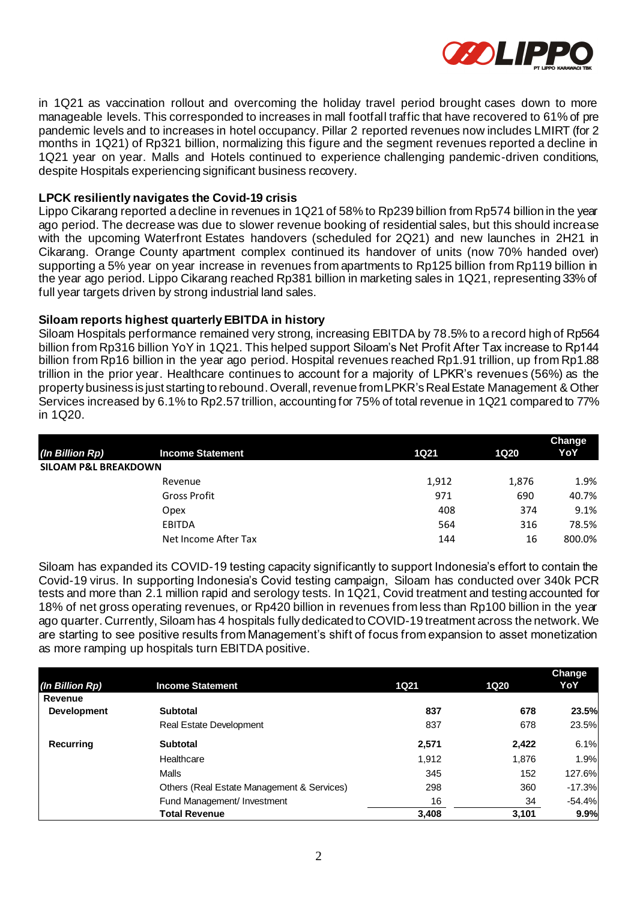in 1Q21 as vaccination rollout and overcoming the holiday travel period brought cases down to more manageable levels. This corresponded to increases in mall footfall traffic that have recovered to 61% of pre pandemic levels and to increases in hotel occupancy. Pillar 2 reported revenues now includes LMIRT (for 2 months in 1Q21) of Rp321 billion, normalizing this figure and the segment revenues reported a decline in 1Q21 year on year. Malls and Hotels continued to experience challenging pandemic-driven conditions, despite Hospitals experiencing significant business recovery.

**LPCK resiliently navigates the Covid-19 crisis**

Lippo Cikarang reported a decline in revenues in 1Q21 of 58% to Rp239 billion from Rp574 billion in the year ago period. The decrease was due to slower revenue booking of residential sales, but this should increase with the upcoming Waterfront Estates handovers (scheduled for 2Q21) and new launches in 2H21 in Cikarang. Orange County apartment complex continued its handover of units (now 70% handed over) supporting a 5% year on year increase in revenues from apartments to Rp125 billion from Rp119 billion in the year ago period. Lippo Cikarang reached Rp381 billion in marketing sales in 1Q21, representing 33% of full year targets driven by strong industrial land sales.

**Siloam reports highest quarterly EBITDA in history**

Siloam Hospitals performance remained very strong, increasing EBITDA by 78.5% to a record high of Rp564 billion from Rp316 billion YoY in 1Q21. This helped support Siloam's Net Profit After Tax increase to Rp144 billion from Rp16 billion in the year ago period. Hospital revenues reached Rp1.91 trillion, up from Rp1.88 trillion in the prior year. Healthcare continues to account for a majority of LPKR's revenues (56%) as the property business is just starting to rebound. Overall, revenue from LPKR's Real Estate Management & Other Services increased by 6.1% to Rp2.57 trillion, accounting for 75% of total revenue in 1Q21 compared to 77% in 1Q20.

| *(In Billion Rp)* | **Income Statement** | **1Q21** | **1Q20** | **Change YoY** |
|---|---|---|---|---|
| **SILOAM P&L BREAKDOWN** | | | | |
| | Revenue | 1,912 | 1,876 | 1.9% |
| | Gross Profit | 971 | 690 | 40.7% |
| | Opex | 408 | 374 | 9.1% |
| | EBITDA | 564 | 316 | 78.5% |
| | Net Income After Tax | 144 | 16 | 800.0% |

Siloam has expanded its COVID-19 testing capacity significantly to support Indonesia's effort to contain the Covid-19 virus. In supporting Indonesia's Covid testing campaign, Siloam has conducted over 340k PCR tests and more than 2.1 million rapid and serology tests. In 1Q21, Covid treatment and testing accounted for 18% of net gross operating revenues, or Rp420 billion in revenues from less than Rp100 billion in the year ago quarter. Currently, Siloam has 4 hospitals fully dedicated to COVID-19 treatment across the network. We are starting to see positive results from Management's shift of focus from expansion to asset monetization as more ramping up hospitals turn EBITDA positive.

| *(In Billion Rp)* | **Income Statement** | **1Q21** | **1Q20** | **Change YoY** |
|---|---|---|---|---|
| **Revenue** | | | | |
| **Development** | **Subtotal** | **837** | **678** | **23.5%** |
| | Real Estate Development | 837 | 678 | 23.5% |
| **Recurring** | **Subtotal** | **2,571** | **2,422** | 6.1% |
| | Healthcare | 1,912 | 1,876 | 1.9% |
| | Malls | 345 | 152 | 127.6% |
| | Others (Real Estate Management & Services) | 298 | 360 | -17.3% |
| | Fund Management/ Investment | 16 | 34 | -54.4% |
| | **Total Revenue** | **3,408** | **3,101** | **9.9%** |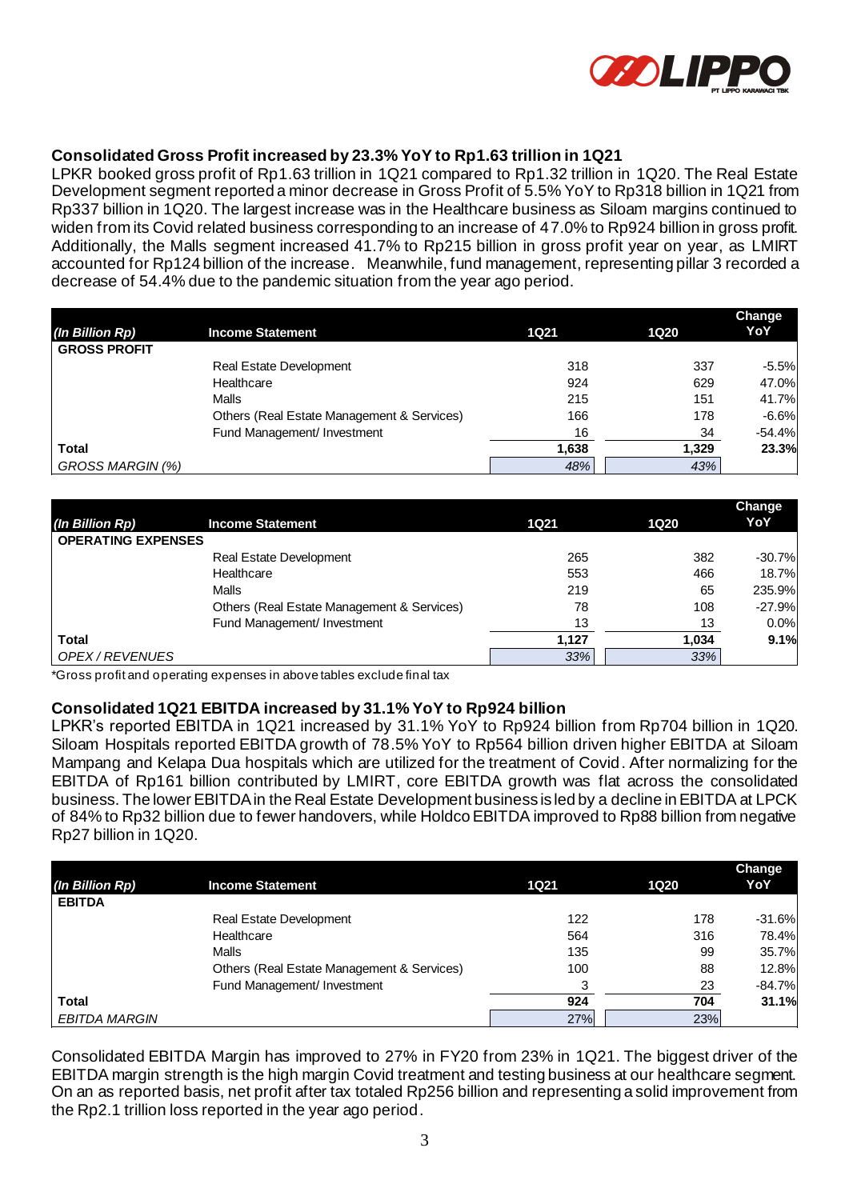### Consolidated Gross Profit increased by 23.3% YoY to Rp1.63 trillion in 1Q21

LPKR booked gross profit of Rp1.63 trillion in 1Q21 compared to Rp1.32 trillion in 1Q20. The Real Estate Development segment reported a minor decrease in Gross Profit of 5.5% YoY to Rp318 billion in 1Q21 from Rp337 billion in 1Q20. The largest increase was in the Healthcare business as Siloam margins continued to widen from its Covid related business corresponding to an increase of 47.0% to Rp924 billion in gross profit. Additionally, the Malls segment increased 41.7% to Rp215 billion in gross profit year on year, as LMIRT accounted for Rp124 billion of the increase. Meanwhile, fund management, representing pillar 3 recorded a decrease of 54.4% due to the pandemic situation from the year ago period.

| *(In Billion Rp)* | Income Statement | 1Q21 | 1Q20 | Change YoY |
|---|---|---|---|---|
| **GROSS PROFIT** | | | | |
| | Real Estate Development | 318 | 337 | -5.5% |
| | Healthcare | 924 | 629 | 47.0% |
| | Malls | 215 | 151 | 41.7% |
| | Others (Real Estate Management & Services) | 166 | 178 | -6.6% |
| | Fund Management/ Investment | 16 | 34 | -54.4% |
| **Total** | | **1,638** | **1,329** | **23.3%** |
| *GROSS MARGIN (%)* | | *48%* | *43%* | |

| *(In Billion Rp)* | Income Statement | 1Q21 | 1Q20 | Change YoY |
|---|---|---|---|---|
| **OPERATING EXPENSES** | | | | |
| | Real Estate Development | 265 | 382 | -30.7% |
| | Healthcare | 553 | 466 | 18.7% |
| | Malls | 219 | 65 | 235.9% |
| | Others (Real Estate Management & Services) | 78 | 108 | -27.9% |
| | Fund Management/ Investment | 13 | 13 | 0.0% |
| **Total** | | **1,127** | **1,034** | **9.1%** |
| *OPEX / REVENUES* | | *33%* | *33%* | |

*Gross profit and operating expenses in above tables exclude final tax

### Consolidated 1Q21 EBITDA increased by 31.1% YoY to Rp924 billion

LPKR's reported EBITDA in 1Q21 increased by 31.1% YoY to Rp924 billion from Rp704 billion in 1Q20. Siloam Hospitals reported EBITDA growth of 78.5% YoY to Rp564 billion driven higher EBITDA at Siloam Mampang and Kelapa Dua hospitals which are utilized for the treatment of Covid. After normalizing for the EBITDA of Rp161 billion contributed by LMIRT, core EBITDA growth was flat across the consolidated business. The lower EBITDA in the Real Estate Development business is led by a decline in EBITDA at LPCK of 84% to Rp32 billion due to fewer handovers, while Holdco EBITDA improved to Rp88 billion from negative Rp27 billion in 1Q20.

| *(In Billion Rp)* | Income Statement | 1Q21 | 1Q20 | Change YoY |
|---|---|---|---|---|
| **EBITDA** | | | | |
| | Real Estate Development | 122 | 178 | -31.6% |
| | Healthcare | 564 | 316 | 78.4% |
| | Malls | 135 | 99 | 35.7% |
| | Others (Real Estate Management & Services) | 100 | 88 | 12.8% |
| | Fund Management/ Investment | 3 | 23 | -84.7% |
| **Total** | | **924** | **704** | **31.1%** |
| *EBITDA MARGIN* | | 27% | 23% | |

Consolidated EBITDA Margin has improved to 27% in FY20 from 23% in 1Q21. The biggest driver of the EBITDA margin strength is the high margin Covid treatment and testing business at our healthcare segment. On an as reported basis, net profit after tax totaled Rp256 billion and representing a solid improvement from the Rp2.1 trillion loss reported in the year ago period.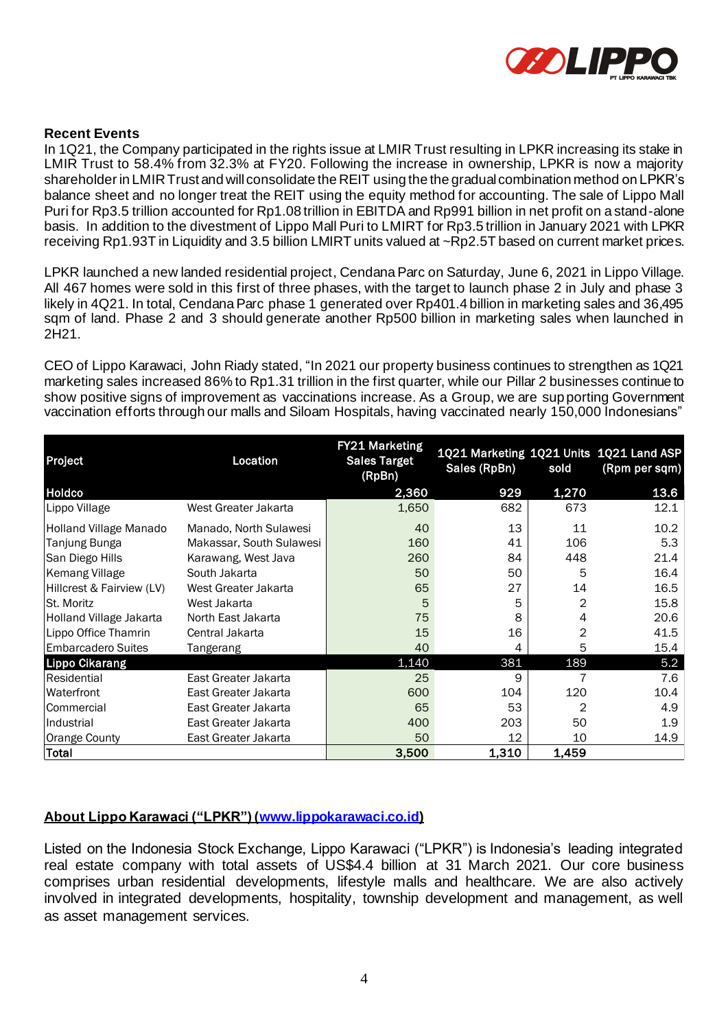### Recent Events

In 1Q21, the Company participated in the rights issue at LMIR Trust resulting in LPKR increasing its stake in LMIR Trust to 58.4% from 32.3% at FY20. Following the increase in ownership, LPKR is now a majority shareholder in LMIR Trust and will consolidate the REIT using the the gradual combination method on LPKR's balance sheet and no longer treat the REIT using the equity method for accounting. The sale of Lippo Mall Puri for Rp3.5 trillion accounted for Rp1.08 trillion in EBITDA and Rp991 billion in net profit on a stand-alone basis. In addition to the divestment of Lippo Mall Puri to LMIRT for Rp3.5 trillion in January 2021 with LPKR receiving Rp1.93T in Liquidity and 3.5 billion LMIRT units valued at ~Rp2.5T based on current market prices.

LPKR launched a new landed residential project, Cendana Parc on Saturday, June 6, 2021 in Lippo Village. All 467 homes were sold in this first of three phases, with the target to launch phase 2 in July and phase 3 likely in 4Q21. In total, Cendana Parc phase 1 generated over Rp401.4 billion in marketing sales and 36,495 sqm of land. Phase 2 and 3 should generate another Rp500 billion in marketing sales when launched in 2H21.

CEO of Lippo Karawaci, John Riady stated, "In 2021 our property business continues to strengthen as 1Q21 marketing sales increased 86% to Rp1.31 trillion in the first quarter, while our Pillar 2 businesses continue to show positive signs of improvement as vaccinations increase. As a Group, we are supporting Government vaccination efforts through our malls and Siloam Hospitals, having vaccinated nearly 150,000 Indonesians"

| Project | Location | FY21 Marketing Sales Target (RpBn) | 1Q21 Marketing Sales (RpBn) | 1Q21 Units sold | 1Q21 Land ASP (Rpm per sqm) |
|---|---|---|---|---|---|
| **Holdco** | | **2,360** | **929** | **1,270** | **13.6** |
| Lippo Village | West Greater Jakarta | 1,650 | 682 | 673 | 12.1 |
| Holland Village Manado | Manado, North Sulawesi | 40 | 13 | 11 | 10.2 |
| Tanjung Bunga | Makassar, South Sulawesi | 160 | 41 | 106 | 5.3 |
| San Diego Hills | Karawang, West Java | 260 | 84 | 448 | 21.4 |
| Kemang Village | South Jakarta | 50 | 50 | 5 | 16.4 |
| Hillcrest & Fairview (LV) | West Greater Jakarta | 65 | 27 | 14 | 16.5 |
| St. Moritz | West Jakarta | 5 | 5 | 2 | 15.8 |
| Holland Village Jakarta | North East Jakarta | 75 | 8 | 4 | 20.6 |
| Lippo Office Thamrin | Central Jakarta | 15 | 16 | 2 | 41.5 |
| Embarcadero Suites | Tangerang | 40 | 4 | 5 | 15.4 |
| **Lippo Cikarang** | | **1,140** | **381** | **189** | **5.2** |
| Residential | East Greater Jakarta | 25 | 9 | 7 | 7.6 |
| Waterfront | East Greater Jakarta | 600 | 104 | 120 | 10.4 |
| Commercial | East Greater Jakarta | 65 | 53 | 2 | 4.9 |
| Industrial | East Greater Jakarta | 400 | 203 | 50 | 1.9 |
| Orange County | East Greater Jakarta | 50 | 12 | 10 | 14.9 |
| **Total** | | **3,500** | **1,310** | **1,459** | |

### About Lippo Karawaci ("LPKR") (www.lippokarawaci.co.id)

Listed on the Indonesia Stock Exchange, Lippo Karawaci ("LPKR") is Indonesia's leading integrated real estate company with total assets of US$4.4 billion at 31 March 2021. Our core business comprises urban residential developments, lifestyle malls and healthcare. We are also actively involved in integrated developments, hospitality, township development and management, as well as asset management services.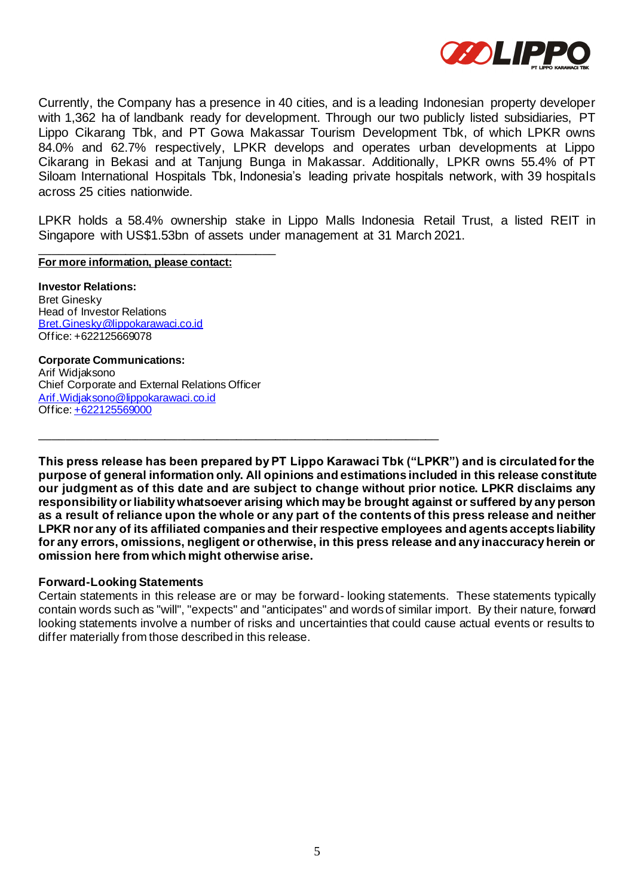Currently, the Company has a presence in 40 cities, and is a leading Indonesian property developer with 1,362 ha of landbank ready for development. Through our two publicly listed subsidiaries, PT Lippo Cikarang Tbk, and PT Gowa Makassar Tourism Development Tbk, of which LPKR owns 84.0% and 62.7% respectively, LPKR develops and operates urban developments at Lippo Cikarang in Bekasi and at Tanjung Bunga in Makassar. Additionally, LPKR owns 55.4% of PT Siloam International Hospitals Tbk, Indonesia's leading private hospitals network, with 39 hospitals across 25 cities nationwide.

LPKR holds a 58.4% ownership stake in Lippo Malls Indonesia Retail Trust, a listed REIT in Singapore with US$1.53bn of assets under management at 31 March 2021.

---

**For more information, please contact:**

**Investor Relations:**
Bret Ginesky
Head of Investor Relations
Bret.Ginesky@lippokarawaci.co.id
Office: +622125669078

**Corporate Communications:**
Arif Widjaksono
Chief Corporate and External Relations Officer
Arif.Widjaksono@lippokarawaci.co.id
Office: +622125569000

---

**This press release has been prepared by PT Lippo Karawaci Tbk ("LPKR") and is circulated for the purpose of general information only. All opinions and estimations included in this release constitute our judgment as of this date and are subject to change without prior notice. LPKR disclaims any responsibility or liability whatsoever arising which may be brought against or suffered by any person as a result of reliance upon the whole or any part of the contents of this press release and neither LPKR nor any of its affiliated companies and their respective employees and agents accepts liability for any errors, omissions, negligent or otherwise, in this press release and any inaccuracy herein or omission here from which might otherwise arise.**

**Forward-Looking Statements**

Certain statements in this release are or may be forward- looking statements. These statements typically contain words such as "will", "expects" and "anticipates" and words of similar import. By their nature, forward looking statements involve a number of risks and uncertainties that could cause actual events or results to differ materially from those described in this release.